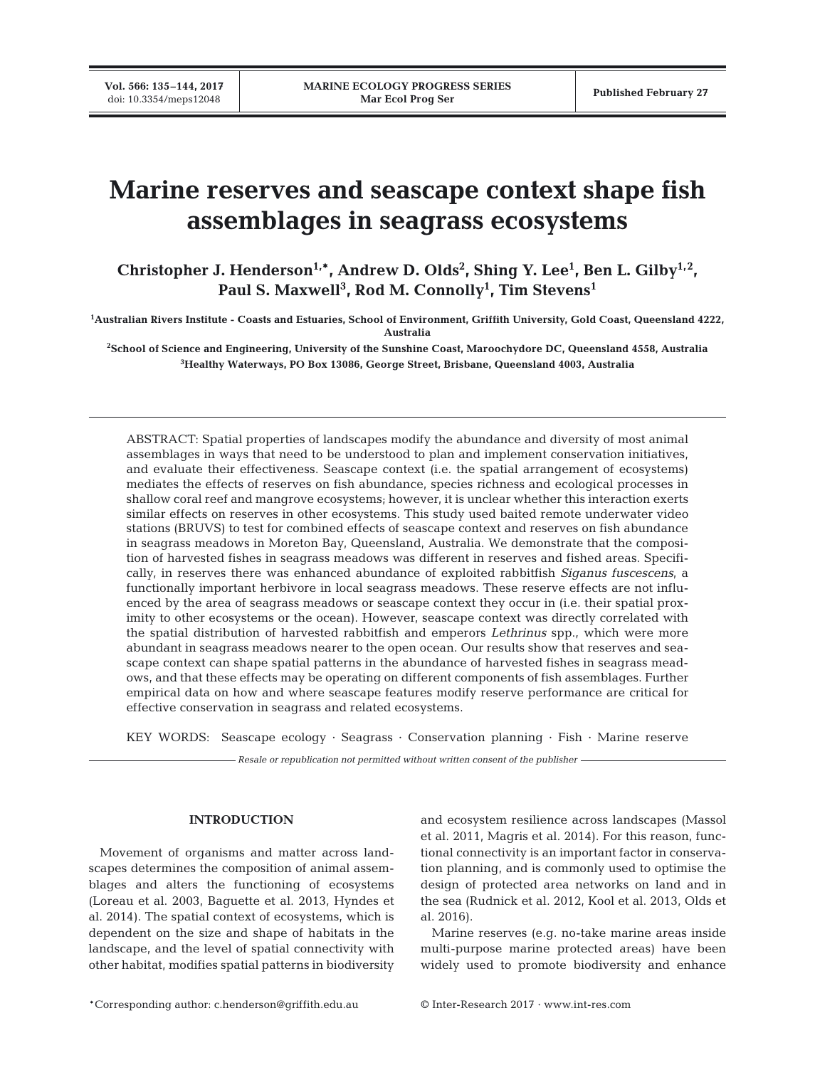# Marine reserves and seascape context shape fish assemblages in seagrass ecosystems

**Christopher J. Henderson[1,*], Andrew D. Olds[2], Shing Y. Lee[1], Ben L. Gilby[1,2], Paul S. Maxwell[3], Rod M. Connolly[1], Tim Stevens[1]**

[1]Australian Rivers Institute - Coasts and Estuaries, School of Environment, Griffith University, Gold Coast, Queensland 4222, Australia

[2]School of Science and Engineering, University of the Sunshine Coast, Maroochydore DC, Queensland 4558, Australia

[3]Healthy Waterways, PO Box 13086, George Street, Brisbane, Queensland 4003, Australia

ABSTRACT: Spatial properties of landscapes modify the abundance and diversity of most animal assemblages in ways that need to be understood to plan and implement conservation initiatives, and evaluate their effectiveness. Seascape context (i.e. the spatial arrangement of ecosystems) mediates the effects of reserves on fish abundance, species richness and ecological processes in shallow coral reef and mangrove ecosystems; however, it is unclear whether this interaction exerts similar effects on reserves in other ecosystems. This study used baited remote underwater video stations (BRUVS) to test for combined effects of seascape context and reserves on fish abundance in seagrass meadows in Moreton Bay, Queensland, Australia. We demonstrate that the composition of harvested fishes in seagrass meadows was different in reserves and fished areas. Specifically, in reserves there was enhanced abundance of exploited rabbitfish *Siganus fuscescens*, a functionally important herbivore in local seagrass meadows. These reserve effects are not influenced by the area of seagrass meadows or seascape context they occur in (i.e. their spatial proximity to other ecosystems or the ocean). However, seascape context was directly correlated with the spatial distribution of harvested rabbitfish and emperors *Lethrinus* spp., which were more abundant in seagrass meadows nearer to the open ocean. Our results show that reserves and seascape context can shape spatial patterns in the abundance of harvested fishes in seagrass meadows, and that these effects may be operating on different components of fish assemblages. Further empirical data on how and where seascape features modify reserve performance are critical for effective conservation in seagrass and related ecosystems.

KEY WORDS: Seascape ecology · Seagrass · Conservation planning · Fish · Marine reserve

*Resale or republication not permitted without written consent of the publisher*

## INTRODUCTION

Movement of organisms and matter across landscapes determines the composition of animal assemblages and alters the functioning of ecosystems (Loreau et al. 2003, Baguette et al. 2013, Hyndes et al. 2014). The spatial context of ecosystems, which is dependent on the size and shape of habitats in the landscape, and the level of spatial connectivity with other habitat, modifies spatial patterns in biodiversity and ecosystem resilience across landscapes (Massol et al. 2011, Magris et al. 2014). For this reason, functional connectivity is an important factor in conservation planning, and is commonly used to optimise the design of protected area networks on land and in the sea (Rudnick et al. 2012, Kool et al. 2013, Olds et al. 2016).

Marine reserves (e.g. no-take marine areas inside multi-purpose marine protected areas) have been widely used to promote biodiversity and enhance

*Corresponding author: c.henderson@griffith.edu.au

© Inter-Research 2017 · www.int-res.com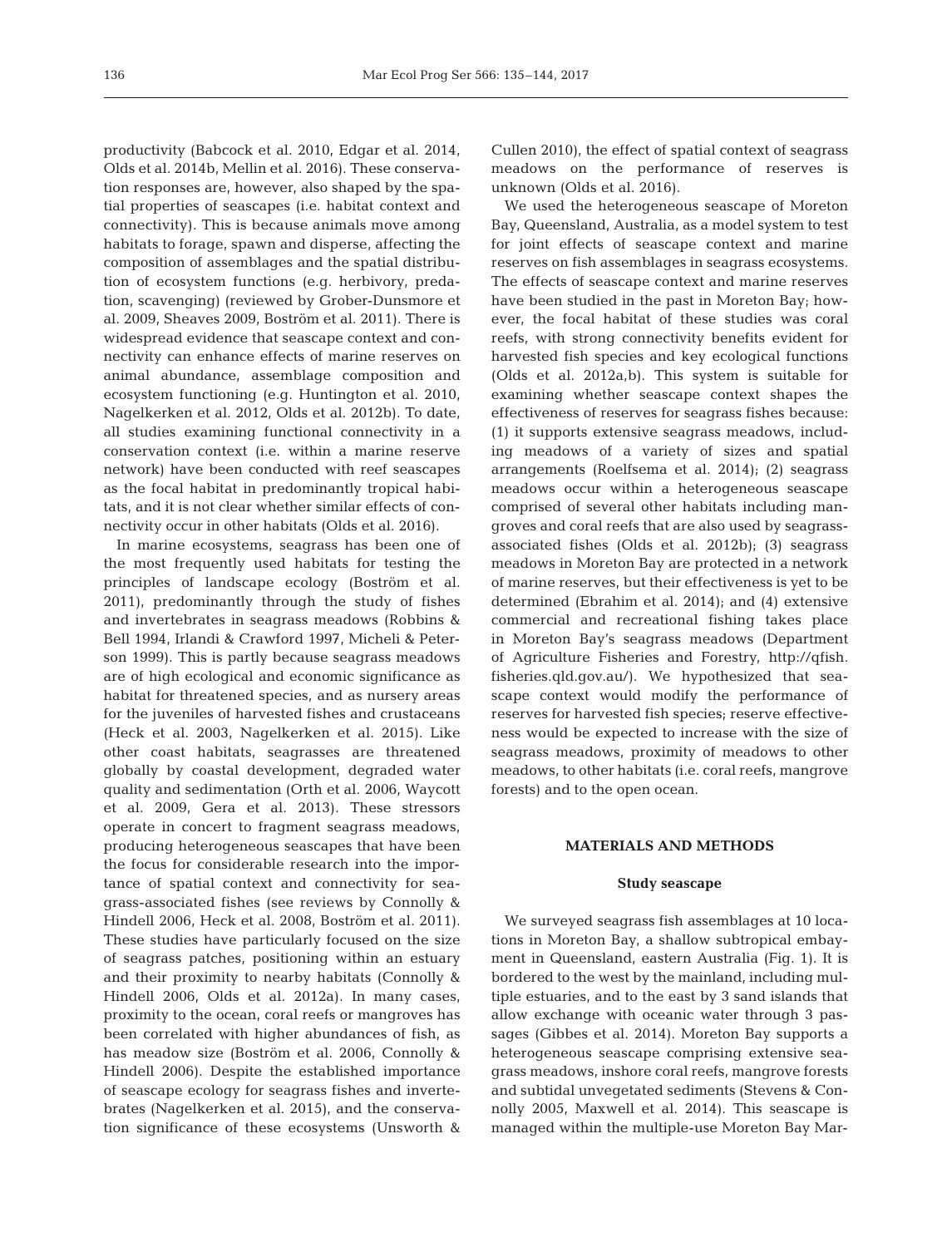productivity (Babcock et al. 2010, Edgar et al. 2014, Olds et al. 2014b, Mellin et al. 2016). These conservation responses are, however, also shaped by the spatial properties of seascapes (i.e. habitat context and connectivity). This is because animals move among habitats to forage, spawn and disperse, affecting the composition of assemblages and the spatial distribution of ecosystem functions (e.g. herbivory, predation, scavenging) (reviewed by Grober-Dunsmore et al. 2009, Sheaves 2009, Boström et al. 2011). There is widespread evidence that seascape context and connectivity can enhance effects of marine reserves on animal abundance, assemblage composition and ecosystem functioning (e.g. Huntington et al. 2010, Nagelkerken et al. 2012, Olds et al. 2012b). To date, all studies examining functional connectivity in a conservation context (i.e. within a marine reserve network) have been conducted with reef seascapes as the focal habitat in predominantly tropical habitats, and it is not clear whether similar effects of connectivity occur in other habitats (Olds et al. 2016).

In marine ecosystems, seagrass has been one of the most frequently used habitats for testing the principles of landscape ecology (Boström et al. 2011), predominantly through the study of fishes and invertebrates in seagrass meadows (Robbins & Bell 1994, Irlandi & Crawford 1997, Micheli & Peterson 1999). This is partly because seagrass meadows are of high ecological and economic significance as habitat for threatened species, and as nursery areas for the juveniles of harvested fishes and crustaceans (Heck et al. 2003, Nagelkerken et al. 2015). Like other coast habitats, seagrasses are threatened globally by coastal development, degraded water quality and sedimentation (Orth et al. 2006, Waycott et al. 2009, Gera et al. 2013). These stressors operate in concert to fragment seagrass meadows, producing heterogeneous seascapes that have been the focus for considerable research into the importance of spatial context and connectivity for seagrass-associated fishes (see reviews by Connolly & Hindell 2006, Heck et al. 2008, Boström et al. 2011). These studies have particularly focused on the size of seagrass patches, positioning within an estuary and their proximity to nearby habitats (Connolly & Hindell 2006, Olds et al. 2012a). In many cases, proximity to the ocean, coral reefs or mangroves has been correlated with higher abundances of fish, as has meadow size (Boström et al. 2006, Connolly & Hindell 2006). Despite the established importance of seascape ecology for seagrass fishes and invertebrates (Nagelkerken et al. 2015), and the conservation significance of these ecosystems (Unsworth & Cullen 2010), the effect of spatial context of seagrass meadows on the performance of reserves is unknown (Olds et al. 2016).

We used the heterogeneous seascape of Moreton Bay, Queensland, Australia, as a model system to test for joint effects of seascape context and marine reserves on fish assemblages in seagrass ecosystems. The effects of seascape context and marine reserves have been studied in the past in Moreton Bay; however, the focal habitat of these studies was coral reefs, with strong connectivity benefits evident for harvested fish species and key ecological functions (Olds et al. 2012a,b). This system is suitable for examining whether seascape context shapes the effectiveness of reserves for seagrass fishes because: (1) it supports extensive seagrass meadows, including meadows of a variety of sizes and spatial arrangements (Roelfsema et al. 2014); (2) seagrass meadows occur within a heterogeneous seascape comprised of several other habitats including mangroves and coral reefs that are also used by seagrass-associated fishes (Olds et al. 2012b); (3) seagrass meadows in Moreton Bay are protected in a network of marine reserves, but their effectiveness is yet to be determined (Ebrahim et al. 2014); and (4) extensive commercial and recreational fishing takes place in Moreton Bay's seagrass meadows (Department of Agriculture Fisheries and Forestry, http://qfish.fisheries.qld.gov.au/). We hypothesized that seascape context would modify the performance of reserves for harvested fish species; reserve effectiveness would be expected to increase with the size of seagrass meadows, proximity of meadows to other meadows, to other habitats (i.e. coral reefs, mangrove forests) and to the open ocean.

## MATERIALS AND METHODS

### Study seascape

We surveyed seagrass fish assemblages at 10 locations in Moreton Bay, a shallow subtropical embayment in Queensland, eastern Australia (Fig. 1). It is bordered to the west by the mainland, including multiple estuaries, and to the east by 3 sand islands that allow exchange with oceanic water through 3 passages (Gibbes et al. 2014). Moreton Bay supports a heterogeneous seascape comprising extensive seagrass meadows, inshore coral reefs, mangrove forests and subtidal unvegetated sediments (Stevens & Connolly 2005, Maxwell et al. 2014). This seascape is managed within the multiple-use Moreton Bay Mar-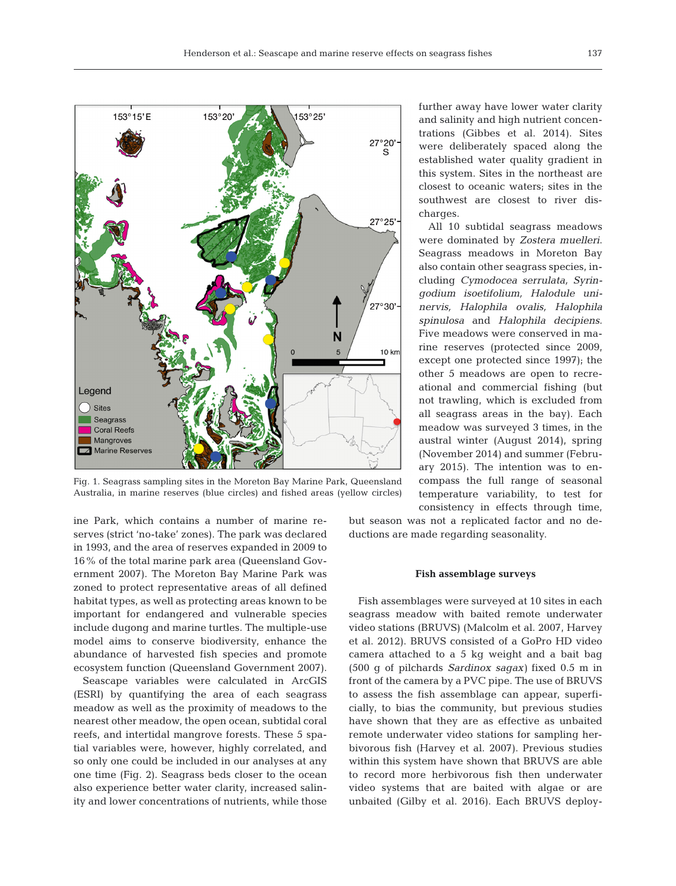Fig. 1. Seagrass sampling sites in the Moreton Bay Marine Park, Queensland Australia, in marine reserves (blue circles) and fished areas (yellow circles)

ine Park, which contains a number of marine reserves (strict 'no-take' zones). The park was declared in 1993, and the area of reserves expanded in 2009 to 16% of the total marine park area (Queensland Government 2007). The Moreton Bay Marine Park was zoned to protect representative areas of all defined habitat types, as well as protecting areas known to be important for endangered and vulnerable species include dugong and marine turtles. The multiple-use model aims to conserve biodiversity, enhance the abundance of harvested fish species and promote ecosystem function (Queensland Government 2007).

Seascape variables were calculated in ArcGIS (ESRI) by quantifying the area of each seagrass meadow as well as the proximity of meadows to the nearest other meadow, the open ocean, subtidal coral reefs, and intertidal mangrove forests. These 5 spatial variables were, however, highly correlated, and so only one could be included in our analyses at any one time (Fig. 2). Seagrass beds closer to the ocean also experience better water clarity, increased salinity and lower concentrations of nutrients, while those further away have lower water clarity and salinity and high nutrient concentrations (Gibbes et al. 2014). Sites were deliberately spaced along the established water quality gradient in this system. Sites in the northeast are closest to oceanic waters; sites in the southwest are closest to river discharges.

All 10 subtidal seagrass meadows were dominated by *Zostera muelleri*. Seagrass meadows in Moreton Bay also contain other seagrass species, including *Cymodocea serrulata, Syringodium isoetifolium, Halodule uninervis, Halophila ovalis, Halophila spinulosa* and *Halophila decipiens*. Five meadows were conserved in marine reserves (protected since 2009, except one protected since 1997); the other 5 meadows are open to recreational and commercial fishing (but not trawling, which is excluded from all seagrass areas in the bay). Each meadow was surveyed 3 times, in the austral winter (August 2014), spring (November 2014) and summer (February 2015). The intention was to encompass the full range of seasonal temperature variability, to test for consistency in effects through time, but season was not a replicated factor and no deductions are made regarding seasonality.

### Fish assemblage surveys

Fish assemblages were surveyed at 10 sites in each seagrass meadow with baited remote underwater video stations (BRUVS) (Malcolm et al. 2007, Harvey et al. 2012). BRUVS consisted of a GoPro HD video camera attached to a 5 kg weight and a bait bag (500 g of pilchards *Sardinox sagax*) fixed 0.5 m in front of the camera by a PVC pipe. The use of BRUVS to assess the fish assemblage can appear, superficially, to bias the community, but previous studies have shown that they are as effective as unbaited remote underwater video stations for sampling herbivorous fish (Harvey et al. 2007). Previous studies within this system have shown that BRUVS are able to record more herbivorous fish then underwater video systems that are baited with algae or are unbaited (Gilby et al. 2016). Each BRUVS deploy-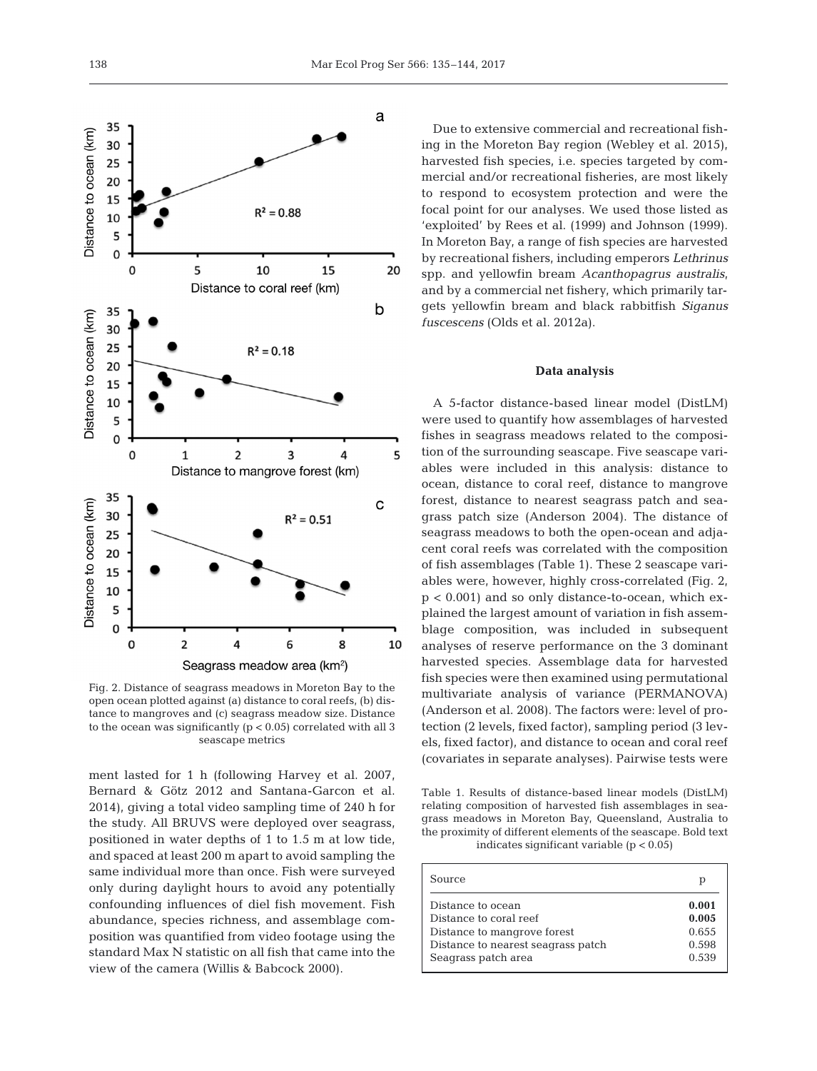Fig. 2. Distance of seagrass meadows in Moreton Bay to the open ocean plotted against (a) distance to coral reefs, (b) distance to mangroves and (c) seagrass meadow size. Distance to the ocean was significantly ($p < 0.05$) correlated with all 3 seascape metrics

ment lasted for 1 h (following Harvey et al. 2007, Bernard & Götz 2012 and Santana-Garcon et al. 2014), giving a total video sampling time of 240 h for the study. All BRUVS were deployed over seagrass, positioned in water depths of 1 to 1.5 m at low tide, and spaced at least 200 m apart to avoid sampling the same individual more than once. Fish were surveyed only during daylight hours to avoid any potentially confounding influences of diel fish movement. Fish abundance, species richness, and assemblage composition was quantified from video footage using the standard Max N statistic on all fish that came into the view of the camera (Willis & Babcock 2000).

Due to extensive commercial and recreational fishing in the Moreton Bay region (Webley et al. 2015), harvested fish species, i.e. species targeted by commercial and/or recreational fisheries, are most likely to respond to ecosystem protection and were the focal point for our analyses. We used those listed as 'exploited' by Rees et al. (1999) and Johnson (1999). In Moreton Bay, a range of fish species are harvested by recreational fishers, including emperors *Lethrinus* spp. and yellowfin bream *Acanthopagrus australis*, and by a commercial net fishery, which primarily targets yellowfin bream and black rabbitfish *Siganus fuscescens* (Olds et al. 2012a).

### Data analysis

A 5-factor distance-based linear model (DistLM) were used to quantify how assemblages of harvested fishes in seagrass meadows related to the composition of the surrounding seascape. Five seascape variables were included in this analysis: distance to ocean, distance to coral reef, distance to mangrove forest, distance to nearest seagrass patch and seagrass patch size (Anderson 2004). The distance of seagrass meadows to both the open-ocean and adjacent coral reefs was correlated with the composition of fish assemblages (Table 1). These 2 seascape variables were, however, highly cross-correlated (Fig. 2, $p < 0.001$) and so only distance-to-ocean, which explained the largest amount of variation in fish assemblage composition, was included in subsequent analyses of reserve performance on the 3 dominant harvested species. Assemblage data for harvested fish species were then examined using permutational multivariate analysis of variance (PERMANOVA) (Anderson et al. 2008). The factors were: level of protection (2 levels, fixed factor), sampling period (3 levels, fixed factor), and distance to ocean and coral reef (covariates in separate analyses). Pairwise tests were

Table 1. Results of distance-based linear models (DistLM) relating composition of harvested fish assemblages in seagrass meadows in Moreton Bay, Queensland, Australia to the proximity of different elements of the seascape. Bold text indicates significant variable ($p < 0.05$)

| Source | p |
|---|---|
| Distance to ocean | **0.001** |
| Distance to coral reef | **0.005** |
| Distance to mangrove forest | 0.655 |
| Distance to nearest seagrass patch | 0.598 |
| Seagrass patch area | 0.539 |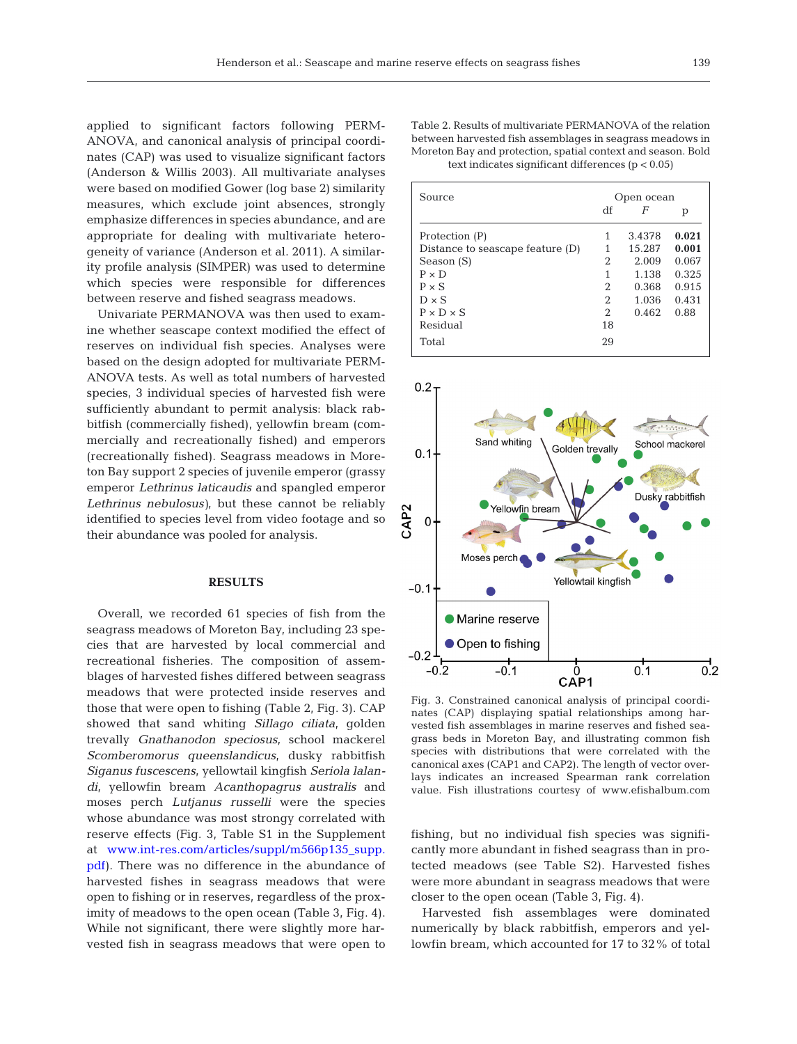applied to significant factors following PERMANOVA, and canonical analysis of principal coordinates (CAP) was used to visualize significant factors (Anderson & Willis 2003). All multivariate analyses were based on modified Gower (log base 2) similarity measures, which exclude joint absences, strongly emphasize differences in species abundance, and are appropriate for dealing with multivariate heterogeneity of variance (Anderson et al. 2011). A similarity profile analysis (SIMPER) was used to determine which species were responsible for differences between reserve and fished seagrass meadows.

Univariate PERMANOVA was then used to examine whether seascape context modified the effect of reserves on individual fish species. Analyses were based on the design adopted for multivariate PERMANOVA tests. As well as total numbers of harvested species, 3 individual species of harvested fish were sufficiently abundant to permit analysis: black rabbitfish (commercially fished), yellowfin bream (commercially and recreationally fished) and emperors (recreationally fished). Seagrass meadows in Moreton Bay support 2 species of juvenile emperor (grassy emperor *Lethrinus laticaudis* and spangled emperor *Lethrinus nebulosus*), but these cannot be reliably identified to species level from video footage and so their abundance was pooled for analysis.

## RESULTS

Overall, we recorded 61 species of fish from the seagrass meadows of Moreton Bay, including 23 species that are harvested by local commercial and recreational fisheries. The composition of assemblages of harvested fishes differed between seagrass meadows that were protected inside reserves and those that were open to fishing (Table 2, Fig. 3). CAP showed that sand whiting *Sillago ciliata*, golden trevally *Gnathanodon speciosus*, school mackerel *Scomberomorus queenslandicus*, dusky rabbitfish *Siganus fuscescens*, yellowtail kingfish *Seriola lalandi*, yellowfin bream *Acanthopagrus australis* and moses perch *Lutjanus russelli* were the species whose abundance was most strongly correlated with reserve effects (Fig. 3, Table S1 in the Supplement at www.int-res.com/articles/suppl/m566p135_supp.pdf). There was no difference in the abundance of harvested fishes in seagrass meadows that were open to fishing or in reserves, regardless of the proximity of meadows to the open ocean (Table 3, Fig. 4). While not significant, there were slightly more harvested fish in seagrass meadows that were open to fishing, but no individual fish species was significantly more abundant in fished seagrass than in protected meadows (see Table S2). Harvested fishes were more abundant in seagrass meadows that were closer to the open ocean (Table 3, Fig. 4).

Harvested fish assemblages were dominated numerically by black rabbitfish, emperors and yellowfin bream, which accounted for 17 to 32% of total

Table 2. Results of multivariate PERMANOVA of the relation between harvested fish assemblages in seagrass meadows in Moreton Bay and protection, spatial context and season. Bold text indicates significant differences ($p < 0.05$)

| Source | Open ocean | | |
|---|---|---|---|
| | df | *F* | p |
| Protection (P) | 1 | 3.4378 | **0.021** |
| Distance to seascape feature (D) | 1 | 15.287 | **0.001** |
| Season (S) | 2 | 2.009 | 0.067 |
| P × D | 1 | 1.138 | 0.325 |
| P × S | 2 | 0.368 | 0.915 |
| D × S | 2 | 1.036 | 0.431 |
| P × D × S | 2 | 0.462 | 0.88 |
| Residual | 18 | | |
| Total | 29 | | |

Fig. 3. Constrained canonical analysis of principal coordinates (CAP) displaying spatial relationships among harvested fish assemblages in marine reserves and fished seagrass beds in Moreton Bay, and illustrating common fish species with distributions that were correlated with the canonical axes (CAP1 and CAP2). The length of vector overlays indicates an increased Spearman rank correlation value. Fish illustrations courtesy of www.efishalbum.com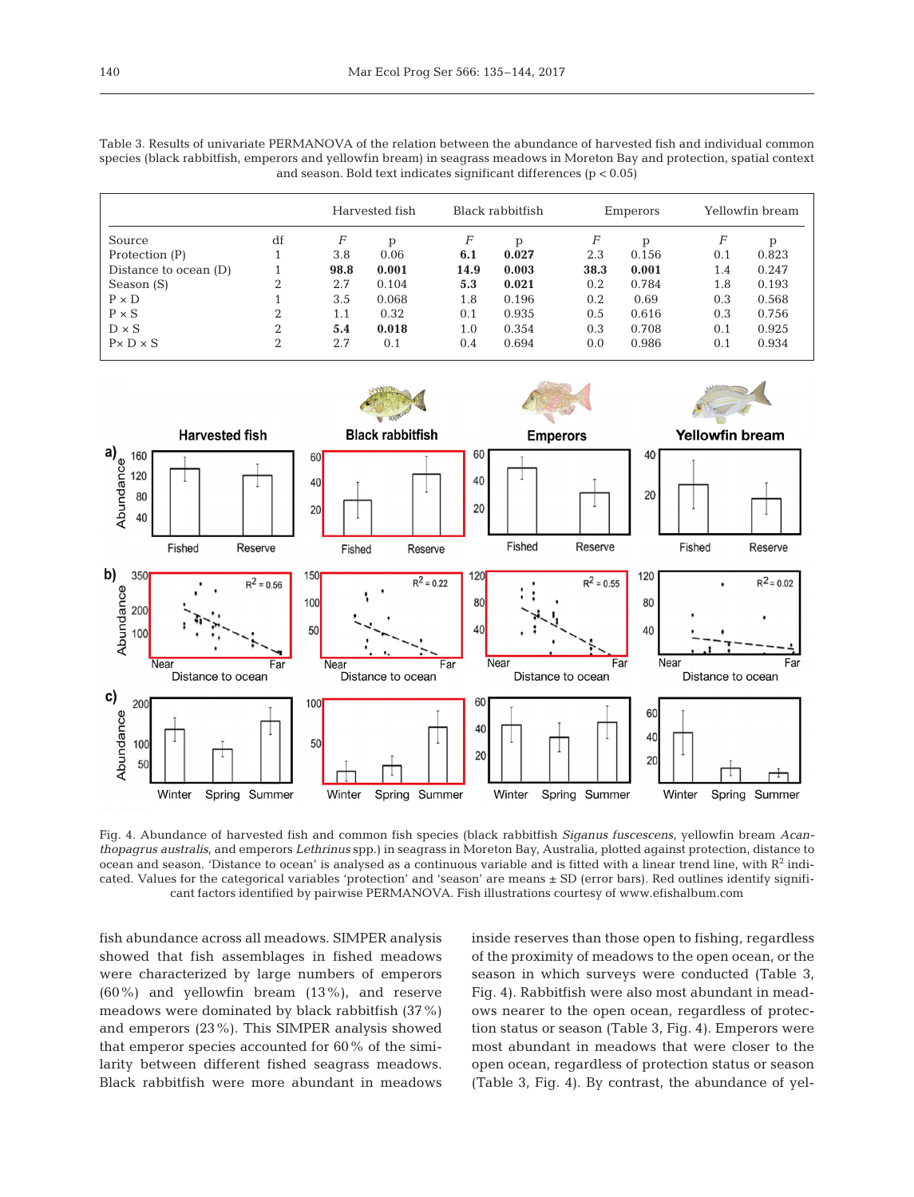Table 3. Results of univariate PERMANOVA of the relation between the abundance of harvested fish and individual common species (black rabbitfish, emperors and yellowfin bream) in seagrass meadows in Moreton Bay and protection, spatial context and season. Bold text indicates significant differences (p < 0.05)

| | | Harvested fish | | Black rabbitfish | | Emperors | | Yellowfin bream | |
|---|---|---|---|---|---|---|---|---|---|
| Source | df | *F* | p | *F* | p | *F* | p | *F* | p |
| Protection (P) | 1 | 3.8 | 0.06 | **6.1** | **0.027** | 2.3 | 0.156 | 0.1 | 0.823 |
| Distance to ocean (D) | 1 | **98.8** | **0.001** | **14.9** | **0.003** | **38.3** | **0.001** | 1.4 | 0.247 |
| Season (S) | 2 | 2.7 | 0.104 | **5.3** | **0.021** | 0.2 | 0.784 | 1.8 | 0.193 |
| P × D | 1 | 3.5 | 0.068 | 1.8 | 0.196 | 0.2 | 0.69 | 0.3 | 0.568 |
| P × S | 2 | 1.1 | 0.32 | 0.1 | 0.935 | 0.5 | 0.616 | 0.3 | 0.756 |
| D × S | 2 | **5.4** | **0.018** | 1.0 | 0.354 | 0.3 | 0.708 | 0.1 | 0.925 |
| P× D × S | 2 | 2.7 | 0.1 | 0.4 | 0.694 | 0.0 | 0.986 | 0.1 | 0.934 |

Fig. 4. Abundance of harvested fish and common fish species (black rabbitfish *Siganus fuscescens*, yellowfin bream *Acanthopagrus australis*, and emperors *Lethrinus* spp.) in seagrass in Moreton Bay, Australia, plotted against protection, distance to ocean and season. 'Distance to ocean' is analysed as a continuous variable and is fitted with a linear trend line, with $R^2$ indicated. Values for the categorical variables 'protection' and 'season' are means ± SD (error bars). Red outlines identify significant factors identified by pairwise PERMANOVA. Fish illustrations courtesy of www.efishalbum.com

fish abundance across all meadows. SIMPER analysis showed that fish assemblages in fished meadows were characterized by large numbers of emperors (60%) and yellowfin bream (13%), and reserve meadows were dominated by black rabbitfish (37%) and emperors (23%). This SIMPER analysis showed that emperor species accounted for 60% of the similarity between different fished seagrass meadows. Black rabbitfish were more abundant in meadows inside reserves than those open to fishing, regardless of the proximity of meadows to the open ocean, or the season in which surveys were conducted (Table 3, Fig. 4). Rabbitfish were also most abundant in meadows nearer to the open ocean, regardless of protection status or season (Table 3, Fig. 4). Emperors were most abundant in meadows that were closer to the open ocean, regardless of protection status or season (Table 3, Fig. 4). By contrast, the abundance of yel-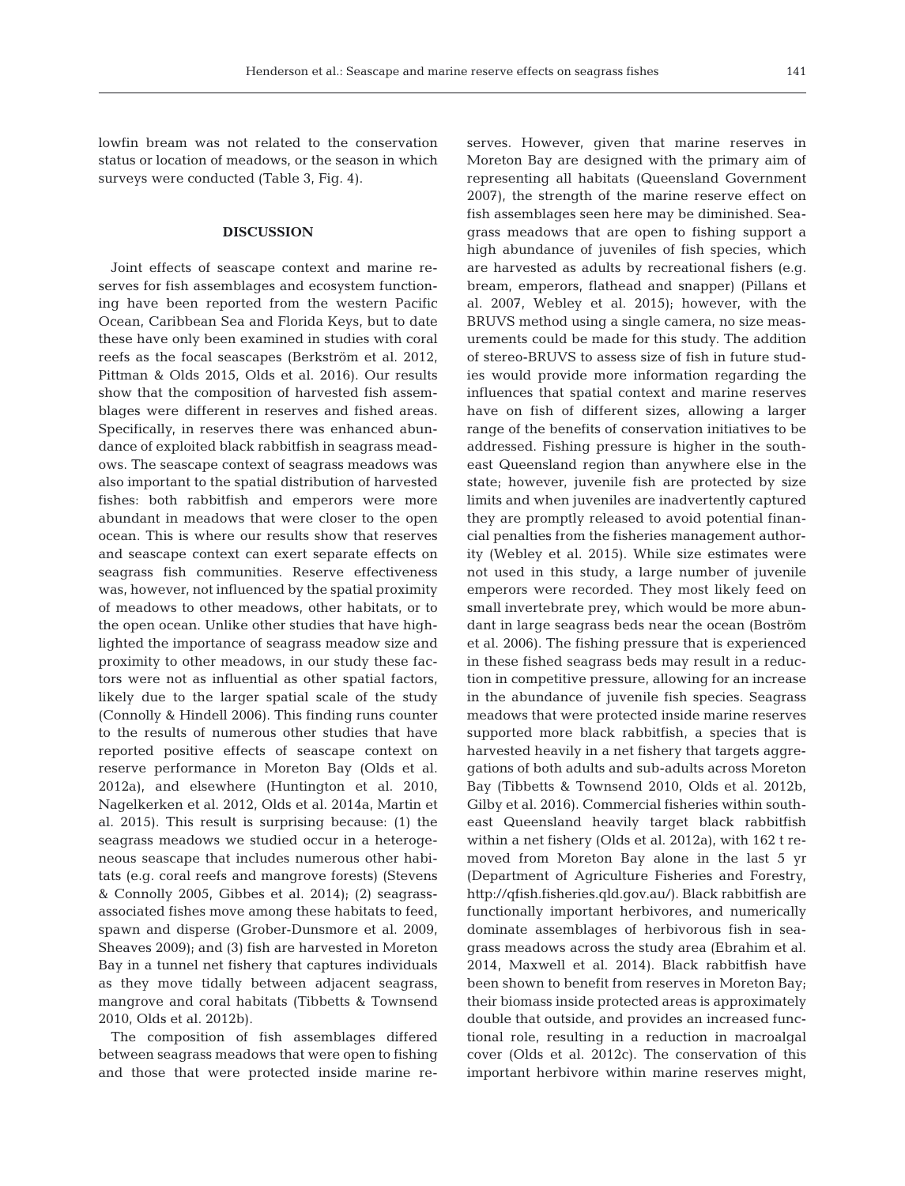lowfin bream was not related to the conservation status or location of meadows, or the season in which surveys were conducted (Table 3, Fig. 4).

## DISCUSSION

Joint effects of seascape context and marine reserves for fish assemblages and ecosystem functioning have been reported from the western Pacific Ocean, Caribbean Sea and Florida Keys, but to date these have only been examined in studies with coral reefs as the focal seascapes (Berkström et al. 2012, Pittman & Olds 2015, Olds et al. 2016). Our results show that the composition of harvested fish assemblages were different in reserves and fished areas. Specifically, in reserves there was enhanced abundance of exploited black rabbitfish in seagrass meadows. The seascape context of seagrass meadows was also important to the spatial distribution of harvested fishes: both rabbitfish and emperors were more abundant in meadows that were closer to the open ocean. This is where our results show that reserves and seascape context can exert separate effects on seagrass fish communities. Reserve effectiveness was, however, not influenced by the spatial proximity of meadows to other meadows, other habitats, or to the open ocean. Unlike other studies that have highlighted the importance of seagrass meadow size and proximity to other meadows, in our study these factors were not as influential as other spatial factors, likely due to the larger spatial scale of the study (Connolly & Hindell 2006). This finding runs counter to the results of numerous other studies that have reported positive effects of seascape context on reserve performance in Moreton Bay (Olds et al. 2012a), and elsewhere (Huntington et al. 2010, Nagelkerken et al. 2012, Olds et al. 2014a, Martin et al. 2015). This result is surprising because: (1) the seagrass meadows we studied occur in a heterogeneous seascape that includes numerous other habitats (e.g. coral reefs and mangrove forests) (Stevens & Connolly 2005, Gibbes et al. 2014); (2) seagrass-associated fishes move among these habitats to feed, spawn and disperse (Grober-Dunsmore et al. 2009, Sheaves 2009); and (3) fish are harvested in Moreton Bay in a tunnel net fishery that captures individuals as they move tidally between adjacent seagrass, mangrove and coral habitats (Tibbetts & Townsend 2010, Olds et al. 2012b).

The composition of fish assemblages differed between seagrass meadows that were open to fishing and those that were protected inside marine reserves. However, given that marine reserves in Moreton Bay are designed with the primary aim of representing all habitats (Queensland Government 2007), the strength of the marine reserve effect on fish assemblages seen here may be diminished. Seagrass meadows that are open to fishing support a high abundance of juveniles of fish species, which are harvested as adults by recreational fishers (e.g. bream, emperors, flathead and snapper) (Pillans et al. 2007, Webley et al. 2015); however, with the BRUVS method using a single camera, no size measurements could be made for this study. The addition of stereo-BRUVS to assess size of fish in future studies would provide more information regarding the influences that spatial context and marine reserves have on fish of different sizes, allowing a larger range of the benefits of conservation initiatives to be addressed. Fishing pressure is higher in the southeast Queensland region than anywhere else in the state; however, juvenile fish are protected by size limits and when juveniles are inadvertently captured they are promptly released to avoid potential financial penalties from the fisheries management authority (Webley et al. 2015). While size estimates were not used in this study, a large number of juvenile emperors were recorded. They most likely feed on small invertebrate prey, which would be more abundant in large seagrass beds near the ocean (Boström et al. 2006). The fishing pressure that is experienced in these fished seagrass beds may result in a reduction in competitive pressure, allowing for an increase in the abundance of juvenile fish species. Seagrass meadows that were protected inside marine reserves supported more black rabbitfish, a species that is harvested heavily in a net fishery that targets aggregations of both adults and sub-adults across Moreton Bay (Tibbetts & Townsend 2010, Olds et al. 2012b, Gilby et al. 2016). Commercial fisheries within southeast Queensland heavily target black rabbitfish within a net fishery (Olds et al. 2012a), with 162 t removed from Moreton Bay alone in the last 5 yr (Department of Agriculture Fisheries and Forestry, http://qfish.fisheries.qld.gov.au/). Black rabbitfish are functionally important herbivores, and numerically dominate assemblages of herbivorous fish in seagrass meadows across the study area (Ebrahim et al. 2014, Maxwell et al. 2014). Black rabbitfish have been shown to benefit from reserves in Moreton Bay; their biomass inside protected areas is approximately double that outside, and provides an increased functional role, resulting in a reduction in macroalgal cover (Olds et al. 2012c). The conservation of this important herbivore within marine reserves might,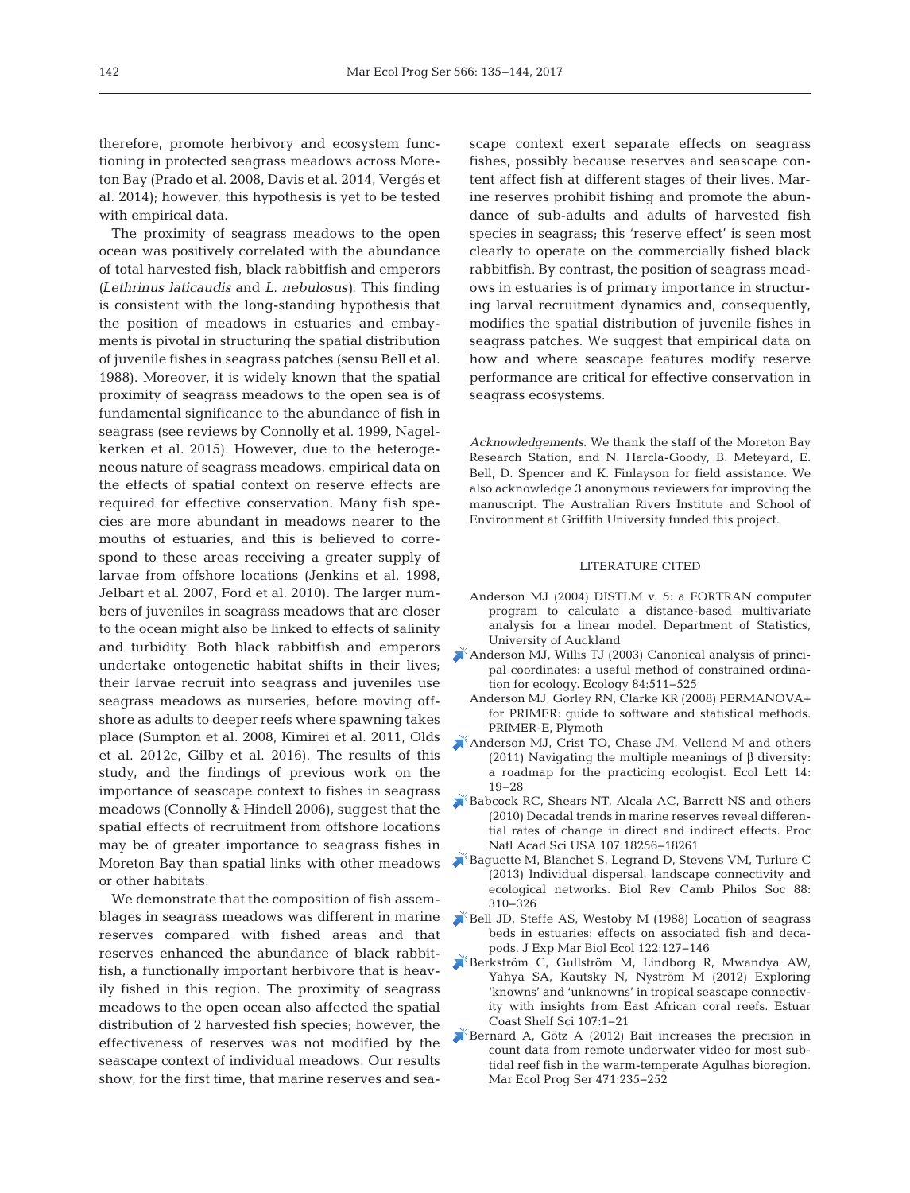therefore, promote herbivory and ecosystem functioning in protected seagrass meadows across Moreton Bay (Prado et al. 2008, Davis et al. 2014, Vergés et al. 2014); however, this hypothesis is yet to be tested with empirical data.

The proximity of seagrass meadows to the open ocean was positively correlated with the abundance of total harvested fish, black rabbitfish and emperors (*Lethrinus laticaudis* and *L. nebulosus*). This finding is consistent with the long-standing hypothesis that the position of meadows in estuaries and embayments is pivotal in structuring the spatial distribution of juvenile fishes in seagrass patches (sensu Bell et al. 1988). Moreover, it is widely known that the spatial proximity of seagrass meadows to the open sea is of fundamental significance to the abundance of fish in seagrass (see reviews by Connolly et al. 1999, Nagelkerken et al. 2015). However, due to the heterogeneous nature of seagrass meadows, empirical data on the effects of spatial context on reserve effects are required for effective conservation. Many fish species are more abundant in meadows nearer to the mouths of estuaries, and this is believed to correspond to these areas receiving a greater supply of larvae from offshore locations (Jenkins et al. 1998, Jelbart et al. 2007, Ford et al. 2010). The larger numbers of juveniles in seagrass meadows that are closer to the ocean might also be linked to effects of salinity and turbidity. Both black rabbitfish and emperors undertake ontogenetic habitat shifts in their lives; their larvae recruit into seagrass and juveniles use seagrass meadows as nurseries, before moving offshore as adults to deeper reefs where spawning takes place (Sumpton et al. 2008, Kimirei et al. 2011, Olds et al. 2012c, Gilby et al. 2016). The results of this study, and the findings of previous work on the importance of seascape context to fishes in seagrass meadows (Connolly & Hindell 2006), suggest that the spatial effects of recruitment from offshore locations may be of greater importance to seagrass fishes in Moreton Bay than spatial links with other meadows or other habitats.

We demonstrate that the composition of fish assemblages in seagrass meadows was different in marine reserves compared with fished areas and that reserves enhanced the abundance of black rabbitfish, a functionally important herbivore that is heavily fished in this region. The proximity of seagrass meadows to the open ocean also affected the spatial distribution of 2 harvested fish species; however, the effectiveness of reserves was not modified by the seascape context of individual meadows. Our results show, for the first time, that marine reserves and seascape context exert separate effects on seagrass fishes, possibly because reserves and seascape content affect fish at different stages of their lives. Marine reserves prohibit fishing and promote the abundance of sub-adults and adults of harvested fish species in seagrass; this 'reserve effect' is seen most clearly to operate on the commercially fished black rabbitfish. By contrast, the position of seagrass meadows in estuaries is of primary importance in structuring larval recruitment dynamics and, consequently, modifies the spatial distribution of juvenile fishes in seagrass patches. We suggest that empirical data on how and where seascape features modify reserve performance are critical for effective conservation in seagrass ecosystems.

*Acknowledgements*. We thank the staff of the Moreton Bay Research Station, and N. Harcla-Goody, B. Meteyard, E. Bell, D. Spencer and K. Finlayson for field assistance. We also acknowledge 3 anonymous reviewers for improving the manuscript. The Australian Rivers Institute and School of Environment at Griffith University funded this project.

## LITERATURE CITED

- Anderson MJ (2004) DISTLM v. 5: a FORTRAN computer program to calculate a distance-based multivariate analysis for a linear model. Department of Statistics, University of Auckland
- Anderson MJ, Willis TJ (2003) Canonical analysis of principal coordinates: a useful method of constrained ordination for ecology. Ecology 84:511–525
- Anderson MJ, Gorley RN, Clarke KR (2008) PERMANOVA+ for PRIMER: guide to software and statistical methods. PRIMER-E, Plymoth
- Anderson MJ, Crist TO, Chase JM, Vellend M and others (2011) Navigating the multiple meanings of β diversity: a roadmap for the practicing ecologist. Ecol Lett 14: 19–28
- Babcock RC, Shears NT, Alcala AC, Barrett NS and others (2010) Decadal trends in marine reserves reveal differential rates of change in direct and indirect effects. Proc Natl Acad Sci USA 107:18256–18261
- Baguette M, Blanchet S, Legrand D, Stevens VM, Turlure C (2013) Individual dispersal, landscape connectivity and ecological networks. Biol Rev Camb Philos Soc 88: 310–326
- Bell JD, Steffe AS, Westoby M (1988) Location of seagrass beds in estuaries: effects on associated fish and decapods. J Exp Mar Biol Ecol 122:127–146
- Berkström C, Gullström M, Lindborg R, Mwandya AW, Yahya SA, Kautsky N, Nyström M (2012) Exploring 'knowns' and 'unknowns' in tropical seascape connectivity with insights from East African coral reefs. Estuar Coast Shelf Sci 107:1–21
- Bernard A, Götz A (2012) Bait increases the precision in count data from remote underwater video for most subtidal reef fish in the warm-temperate Agulhas bioregion. Mar Ecol Prog Ser 471:235–252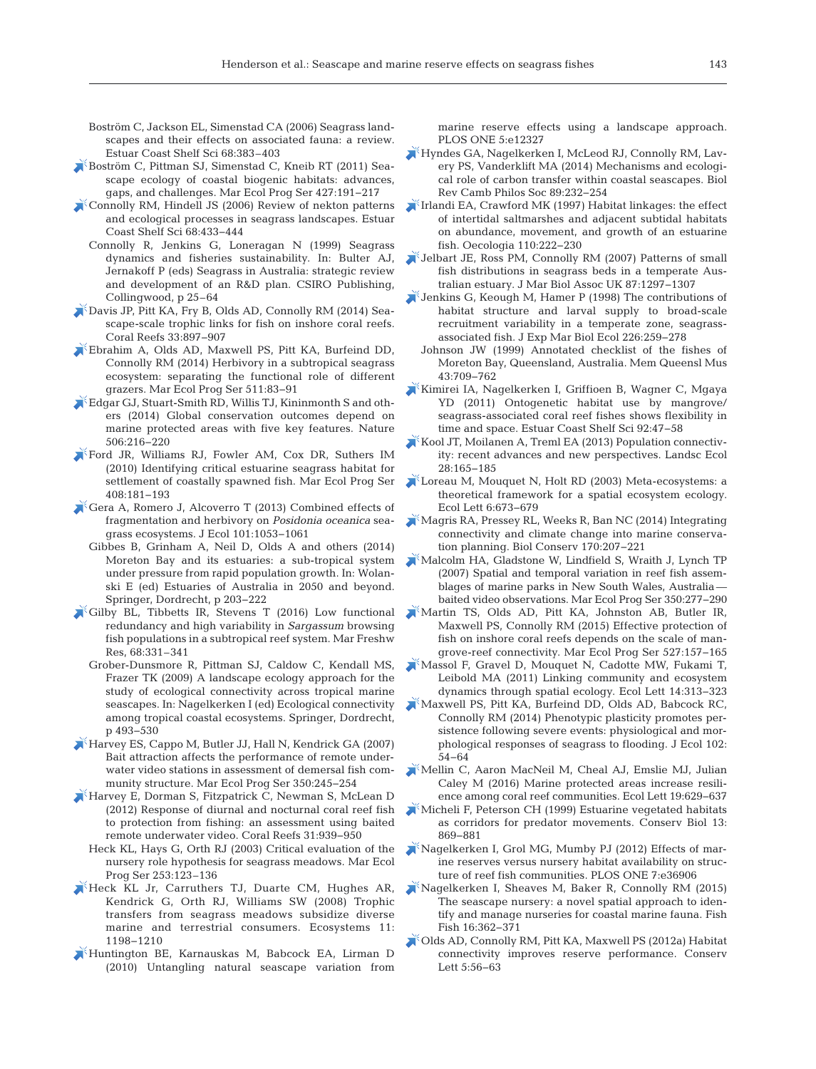Boström C, Jackson EL, Simenstad CA (2006) Seagrass landscapes and their effects on associated fauna: a review. Estuar Coast Shelf Sci 68:383–403

Boström C, Pittman SJ, Simenstad C, Kneib RT (2011) Seascape ecology of coastal biogenic habitats: advances, gaps, and challenges. Mar Ecol Prog Ser 427:191–217

Connolly RM, Hindell JS (2006) Review of nekton patterns and ecological processes in seagrass landscapes. Estuar Coast Shelf Sci 68:433–444

Connolly R, Jenkins G, Loneragan N (1999) Seagrass dynamics and fisheries sustainability. In: Bulter AJ, Jernakoff P (eds) Seagrass in Australia: strategic review and development of an R&D plan. CSIRO Publishing, Collingwood, p 25–64

Davis JP, Pitt KA, Fry B, Olds AD, Connolly RM (2014) Seascape-scale trophic links for fish on inshore coral reefs. Coral Reefs 33:897–907

Ebrahim A, Olds AD, Maxwell PS, Pitt KA, Burfeind DD, Connolly RM (2014) Herbivory in a subtropical seagrass ecosystem: separating the functional role of different grazers. Mar Ecol Prog Ser 511:83–91

Edgar GJ, Stuart-Smith RD, Willis TJ, Kininmonth S and others (2014) Global conservation outcomes depend on marine protected areas with five key features. Nature 506:216–220

Ford JR, Williams RJ, Fowler AM, Cox DR, Suthers IM (2010) Identifying critical estuarine seagrass habitat for settlement of coastally spawned fish. Mar Ecol Prog Ser 408:181–193

Gera A, Romero J, Alcoverro T (2013) Combined effects of fragmentation and herbivory on *Posidonia oceanica* seagrass ecosystems. J Ecol 101:1053–1061

Gibbes B, Grinham A, Neil D, Olds A and others (2014) Moreton Bay and its estuaries: a sub-tropical system under pressure from rapid population growth. In: Wolanski E (ed) Estuaries of Australia in 2050 and beyond. Springer, Dordrecht, p 203–222

Gilby BL, Tibbetts IR, Stevens T (2016) Low functional redundancy and high variability in *Sargassum* browsing fish populations in a subtropical reef system. Mar Freshw Res, 68:331–341

Grober-Dunsmore R, Pittman SJ, Caldow C, Kendall MS, Frazer TK (2009) A landscape ecology approach for the study of ecological connectivity across tropical marine seascapes. In: Nagelkerken I (ed) Ecological connectivity among tropical coastal ecosystems. Springer, Dordrecht, p 493–530

Harvey ES, Cappo M, Butler JJ, Hall N, Kendrick GA (2007) Bait attraction affects the performance of remote underwater video stations in assessment of demersal fish community structure. Mar Ecol Prog Ser 350:245–254

Harvey E, Dorman S, Fitzpatrick C, Newman S, McLean D (2012) Response of diurnal and nocturnal coral reef fish to protection from fishing: an assessment using baited remote underwater video. Coral Reefs 31:939–950

Heck KL, Hays G, Orth RJ (2003) Critical evaluation of the nursery role hypothesis for seagrass meadows. Mar Ecol Prog Ser 253:123–136

Heck KL Jr, Carruthers TJ, Duarte CM, Hughes AR, Kendrick G, Orth RJ, Williams SW (2008) Trophic transfers from seagrass meadows subsidize diverse marine and terrestrial consumers. Ecosystems 11: 1198–1210

Huntington BE, Karnauskas M, Babcock EA, Lirman D (2010) Untangling natural seascape variation from marine reserve effects using a landscape approach. PLOS ONE 5:e12327

Hyndes GA, Nagelkerken I, McLeod RJ, Connolly RM, Lavery PS, Vanderklift MA (2014) Mechanisms and ecological role of carbon transfer within coastal seascapes. Biol Rev Camb Philos Soc 89:232–254

Irlandi EA, Crawford MK (1997) Habitat linkages: the effect of intertidal saltmarshes and adjacent subtidal habitats on abundance, movement, and growth of an estuarine fish. Oecologia 110:222–230

Jelbart JE, Ross PM, Connolly RM (2007) Patterns of small fish distributions in seagrass beds in a temperate Australian estuary. J Mar Biol Assoc UK 87:1297–1307

Jenkins G, Keough M, Hamer P (1998) The contributions of habitat structure and larval supply to broad-scale recruitment variability in a temperate zone, seagrass-associated fish. J Exp Mar Biol Ecol 226:259–278

Johnson JW (1999) Annotated checklist of the fishes of Moreton Bay, Queensland, Australia. Mem Queensl Mus 43:709–762

Kimirei IA, Nagelkerken I, Griffioen B, Wagner C, Mgaya YD (2011) Ontogenetic habitat use by mangrove/seagrass-associated coral reef fishes shows flexibility in time and space. Estuar Coast Shelf Sci 92:47–58

Kool JT, Moilanen A, Treml EA (2013) Population connectivity: recent advances and new perspectives. Landsc Ecol 28:165–185

Loreau M, Mouquet N, Holt RD (2003) Meta-ecosystems: a theoretical framework for a spatial ecosystem ecology. Ecol Lett 6:673–679

Magris RA, Pressey RL, Weeks R, Ban NC (2014) Integrating connectivity and climate change into marine conservation planning. Biol Conserv 170:207–221

Malcolm HA, Gladstone W, Lindfield S, Wraith J, Lynch TP (2007) Spatial and temporal variation in reef fish assemblages of marine parks in New South Wales, Australia — baited video observations. Mar Ecol Prog Ser 350:277–290

Martin TS, Olds AD, Pitt KA, Johnston AB, Butler IR, Maxwell PS, Connolly RM (2015) Effective protection of fish on inshore coral reefs depends on the scale of mangrove-reef connectivity. Mar Ecol Prog Ser 527:157–165

Massol F, Gravel D, Mouquet N, Cadotte MW, Fukami T, Leibold MA (2011) Linking community and ecosystem dynamics through spatial ecology. Ecol Lett 14:313–323

Maxwell PS, Pitt KA, Burfeind DD, Olds AD, Babcock RC, Connolly RM (2014) Phenotypic plasticity promotes persistence following severe events: physiological and morphological responses of seagrass to flooding. J Ecol 102: 54–64

Mellin C, Aaron MacNeil M, Cheal AJ, Emslie MJ, Julian Caley M (2016) Marine protected areas increase resilience among coral reef communities. Ecol Lett 19:629–637

Micheli F, Peterson CH (1999) Estuarine vegetated habitats as corridors for predator movements. Conserv Biol 13: 869–881

Nagelkerken I, Grol MG, Mumby PJ (2012) Effects of marine reserves versus nursery habitat availability on structure of reef fish communities. PLOS ONE 7:e36906

Nagelkerken I, Sheaves M, Baker R, Connolly RM (2015) The seascape nursery: a novel spatial approach to identify and manage nurseries for coastal marine fauna. Fish Fish 16:362–371

Olds AD, Connolly RM, Pitt KA, Maxwell PS (2012a) Habitat connectivity improves reserve performance. Conserv Lett 5:56–63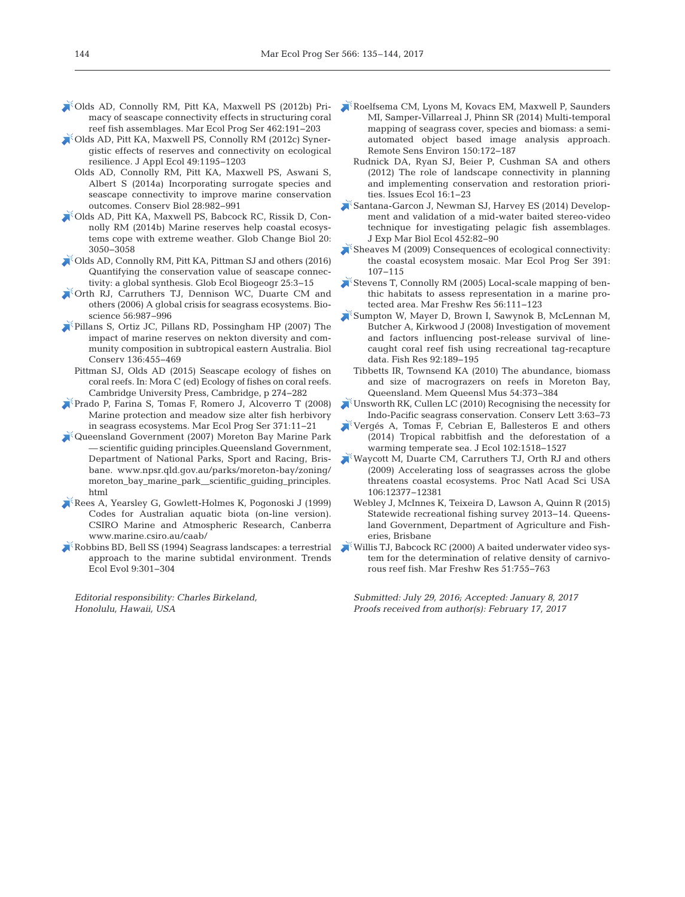Olds AD, Connolly RM, Pitt KA, Maxwell PS (2012b) Primacy of seascape connectivity effects in structuring coral reef fish assemblages. Mar Ecol Prog Ser 462:191–203

Olds AD, Pitt KA, Maxwell PS, Connolly RM (2012c) Synergistic effects of reserves and connectivity on ecological resilience. J Appl Ecol 49:1195–1203

Olds AD, Connolly RM, Pitt KA, Maxwell PS, Aswani S, Albert S (2014a) Incorporating surrogate species and seascape connectivity to improve marine conservation outcomes. Conserv Biol 28:982–991

Olds AD, Pitt KA, Maxwell PS, Babcock RC, Rissik D, Connolly RM (2014b) Marine reserves help coastal ecosystems cope with extreme weather. Glob Change Biol 20: 3050–3058

Olds AD, Connolly RM, Pitt KA, Pittman SJ and others (2016) Quantifying the conservation value of seascape connectivity: a global synthesis. Glob Ecol Biogeogr 25:3–15

Orth RJ, Carruthers TJ, Dennison WC, Duarte CM and others (2006) A global crisis for seagrass ecosystems. Bioscience 56:987–996

Pillans S, Ortiz JC, Pillans RD, Possingham HP (2007) The impact of marine reserves on nekton diversity and community composition in subtropical eastern Australia. Biol Conserv 136:455–469

Pittman SJ, Olds AD (2015) Seascape ecology of fishes on coral reefs. In: Mora C (ed) Ecology of fishes on coral reefs. Cambridge University Press, Cambridge, p 274–282

Prado P, Farina S, Tomas F, Romero J, Alcoverro T (2008) Marine protection and meadow size alter fish herbivory in seagrass ecosystems. Mar Ecol Prog Ser 371:11–21

Queensland Government (2007) Moreton Bay Marine Park — scientific guiding principles.Queensland Government, Department of National Parks, Sport and Racing, Brisbane. www.npsr.qld.gov.au/parks/moreton-bay/zoning/moreton_bay_marine_park__scientific_guiding_principles.html

Rees A, Yearsley G, Gowlett-Holmes K, Pogonoski J (1999) Codes for Australian aquatic biota (on-line version). CSIRO Marine and Atmospheric Research, Canberra www.marine.csiro.au/caab/

Robbins BD, Bell SS (1994) Seagrass landscapes: a terrestrial approach to the marine subtidal environment. Trends Ecol Evol 9:301–304

Roelfsema CM, Lyons M, Kovacs EM, Maxwell P, Saunders MI, Samper-Villarreal J, Phinn SR (2014) Multi-temporal mapping of seagrass cover, species and biomass: a semi-automated object based image analysis approach. Remote Sens Environ 150:172–187

Rudnick DA, Ryan SJ, Beier P, Cushman SA and others (2012) The role of landscape connectivity in planning and implementing conservation and restoration priorities. Issues Ecol 16:1–23

Santana-Garcon J, Newman SJ, Harvey ES (2014) Development and validation of a mid-water baited stereo-video technique for investigating pelagic fish assemblages. J Exp Mar Biol Ecol 452:82–90

Sheaves M (2009) Consequences of ecological connectivity: the coastal ecosystem mosaic. Mar Ecol Prog Ser 391: 107–115

Stevens T, Connolly RM (2005) Local-scale mapping of benthic habitats to assess representation in a marine protected area. Mar Freshw Res 56:111–123

Sumpton W, Mayer D, Brown I, Sawynok B, McLennan M, Butcher A, Kirkwood J (2008) Investigation of movement and factors influencing post-release survival of line-caught coral reef fish using recreational tag-recapture data. Fish Res 92:189–195

Tibbetts IR, Townsend KA (2010) The abundance, biomass and size of macrograzers on reefs in Moreton Bay, Queensland. Mem Queensl Mus 54:373–384

Unsworth RK, Cullen LC (2010) Recognising the necessity for Indo-Pacific seagrass conservation. Conserv Lett 3:63–73

Vergés A, Tomas F, Cebrian E, Ballesteros E and others (2014) Tropical rabbitfish and the deforestation of a warming temperate sea. J Ecol 102:1518–1527

Waycott M, Duarte CM, Carruthers TJ, Orth RJ and others (2009) Accelerating loss of seagrasses across the globe threatens coastal ecosystems. Proc Natl Acad Sci USA 106:12377–12381

Webley J, McInnes K, Teixeira D, Lawson A, Quinn R (2015) Statewide recreational fishing survey 2013–14. Queensland Government, Department of Agriculture and Fisheries, Brisbane

Willis TJ, Babcock RC (2000) A baited underwater video system for the determination of relative density of carnivorous reef fish. Mar Freshw Res 51:755–763

*Editorial responsibility: Charles Birkeland, Honolulu, Hawaii, USA*

*Submitted: July 29, 2016; Accepted: January 8, 2017*
*Proofs received from author(s): February 17, 2017*